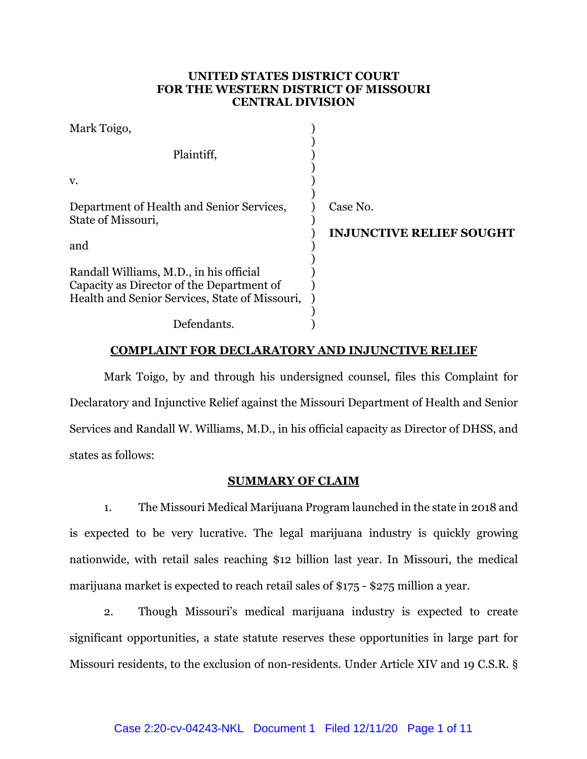**UNITED STATES DISTRICT COURT**
**FOR THE WESTERN DISTRICT OF MISSOURI**
**CENTRAL DIVISION**

| | | |
|---|---|---|
| Mark Toigo, | ) | |
| Plaintiff, | ) | |
| v. | ) | |
| Department of Health and Senior Services, State of Missouri, | ) | Case No. |
| | ) | **INJUNCTIVE RELIEF SOUGHT** |
| and | ) | |
| Randall Williams, M.D., in his official Capacity as Director of the Department of Health and Senior Services, State of Missouri, | ) | |
| Defendants. | ) | |

## COMPLAINT FOR DECLARATORY AND INJUNCTIVE RELIEF

Mark Toigo, by and through his undersigned counsel, files this Complaint for Declaratory and Injunctive Relief against the Missouri Department of Health and Senior Services and Randall W. Williams, M.D., in his official capacity as Director of DHSS, and states as follows:

## SUMMARY OF CLAIM

1. The Missouri Medical Marijuana Program launched in the state in 2018 and is expected to be very lucrative. The legal marijuana industry is quickly growing nationwide, with retail sales reaching $12 billion last year. In Missouri, the medical marijuana market is expected to reach retail sales of $175 - $275 million a year.

2. Though Missouri's medical marijuana industry is expected to create significant opportunities, a state statute reserves these opportunities in large part for Missouri residents, to the exclusion of non-residents. Under Article XIV and 19 C.S.R. §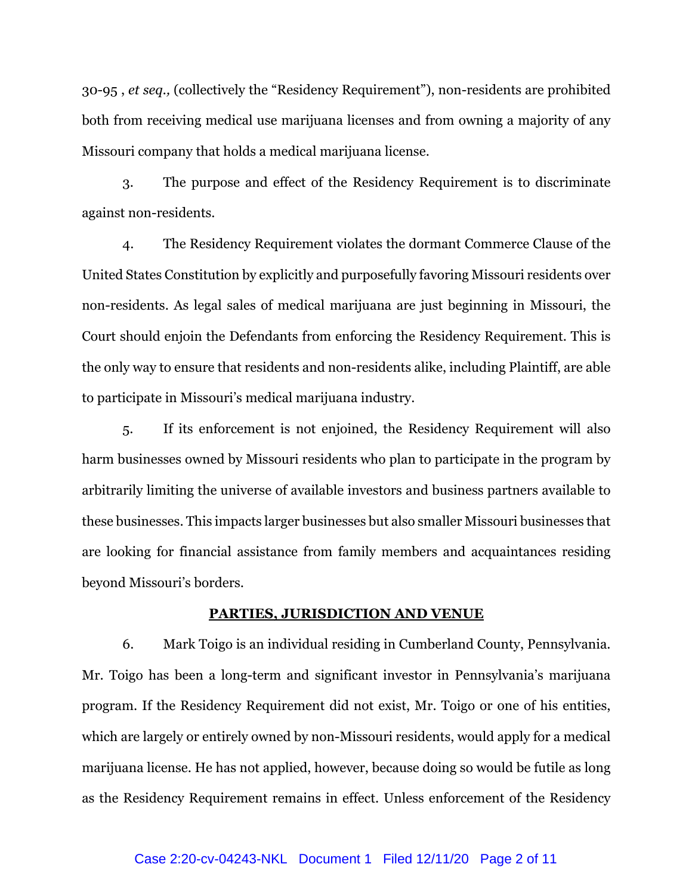30-95 , *et seq.,* (collectively the "Residency Requirement"), non-residents are prohibited both from receiving medical use marijuana licenses and from owning a majority of any Missouri company that holds a medical marijuana license.

3. The purpose and effect of the Residency Requirement is to discriminate against non-residents.

4. The Residency Requirement violates the dormant Commerce Clause of the United States Constitution by explicitly and purposefully favoring Missouri residents over non-residents. As legal sales of medical marijuana are just beginning in Missouri, the Court should enjoin the Defendants from enforcing the Residency Requirement. This is the only way to ensure that residents and non-residents alike, including Plaintiff, are able to participate in Missouri's medical marijuana industry.

5. If its enforcement is not enjoined, the Residency Requirement will also harm businesses owned by Missouri residents who plan to participate in the program by arbitrarily limiting the universe of available investors and business partners available to these businesses. This impacts larger businesses but also smaller Missouri businesses that are looking for financial assistance from family members and acquaintances residing beyond Missouri's borders.

## PARTIES, JURISDICTION AND VENUE

6. Mark Toigo is an individual residing in Cumberland County, Pennsylvania. Mr. Toigo has been a long-term and significant investor in Pennsylvania's marijuana program. If the Residency Requirement did not exist, Mr. Toigo or one of his entities, which are largely or entirely owned by non-Missouri residents, would apply for a medical marijuana license. He has not applied, however, because doing so would be futile as long as the Residency Requirement remains in effect. Unless enforcement of the Residency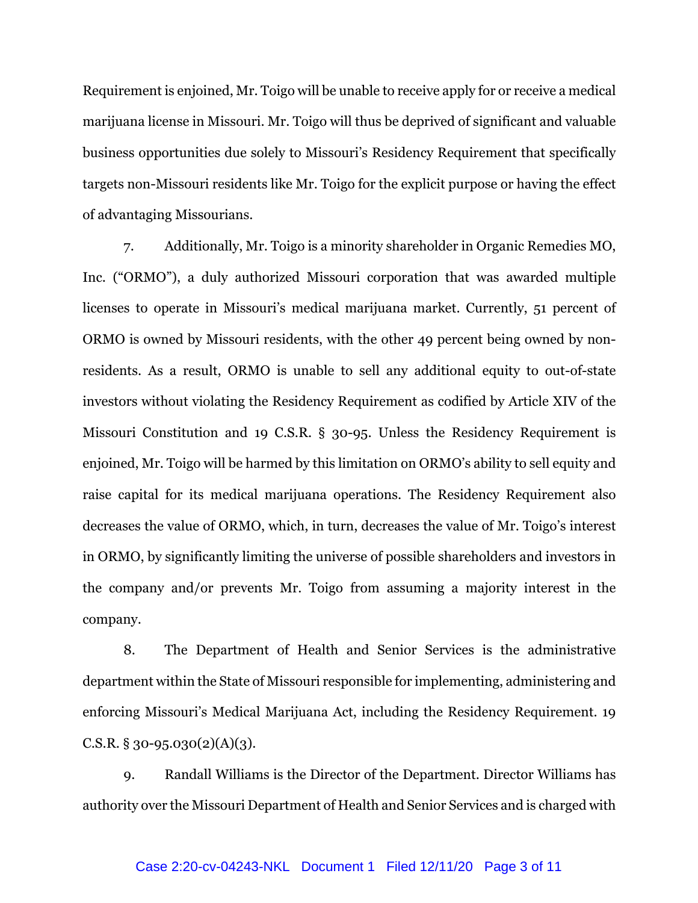Requirement is enjoined, Mr. Toigo will be unable to receive apply for or receive a medical marijuana license in Missouri. Mr. Toigo will thus be deprived of significant and valuable business opportunities due solely to Missouri's Residency Requirement that specifically targets non-Missouri residents like Mr. Toigo for the explicit purpose or having the effect of advantaging Missourians.

7. Additionally, Mr. Toigo is a minority shareholder in Organic Remedies MO, Inc. ("ORMO"), a duly authorized Missouri corporation that was awarded multiple licenses to operate in Missouri's medical marijuana market. Currently, 51 percent of ORMO is owned by Missouri residents, with the other 49 percent being owned by non-residents. As a result, ORMO is unable to sell any additional equity to out-of-state investors without violating the Residency Requirement as codified by Article XIV of the Missouri Constitution and 19 C.S.R. § 30-95. Unless the Residency Requirement is enjoined, Mr. Toigo will be harmed by this limitation on ORMO's ability to sell equity and raise capital for its medical marijuana operations. The Residency Requirement also decreases the value of ORMO, which, in turn, decreases the value of Mr. Toigo's interest in ORMO, by significantly limiting the universe of possible shareholders and investors in the company and/or prevents Mr. Toigo from assuming a majority interest in the company.

8. The Department of Health and Senior Services is the administrative department within the State of Missouri responsible for implementing, administering and enforcing Missouri's Medical Marijuana Act, including the Residency Requirement. 19 C.S.R. § 30-95.030(2)(A)(3).

9. Randall Williams is the Director of the Department. Director Williams has authority over the Missouri Department of Health and Senior Services and is charged with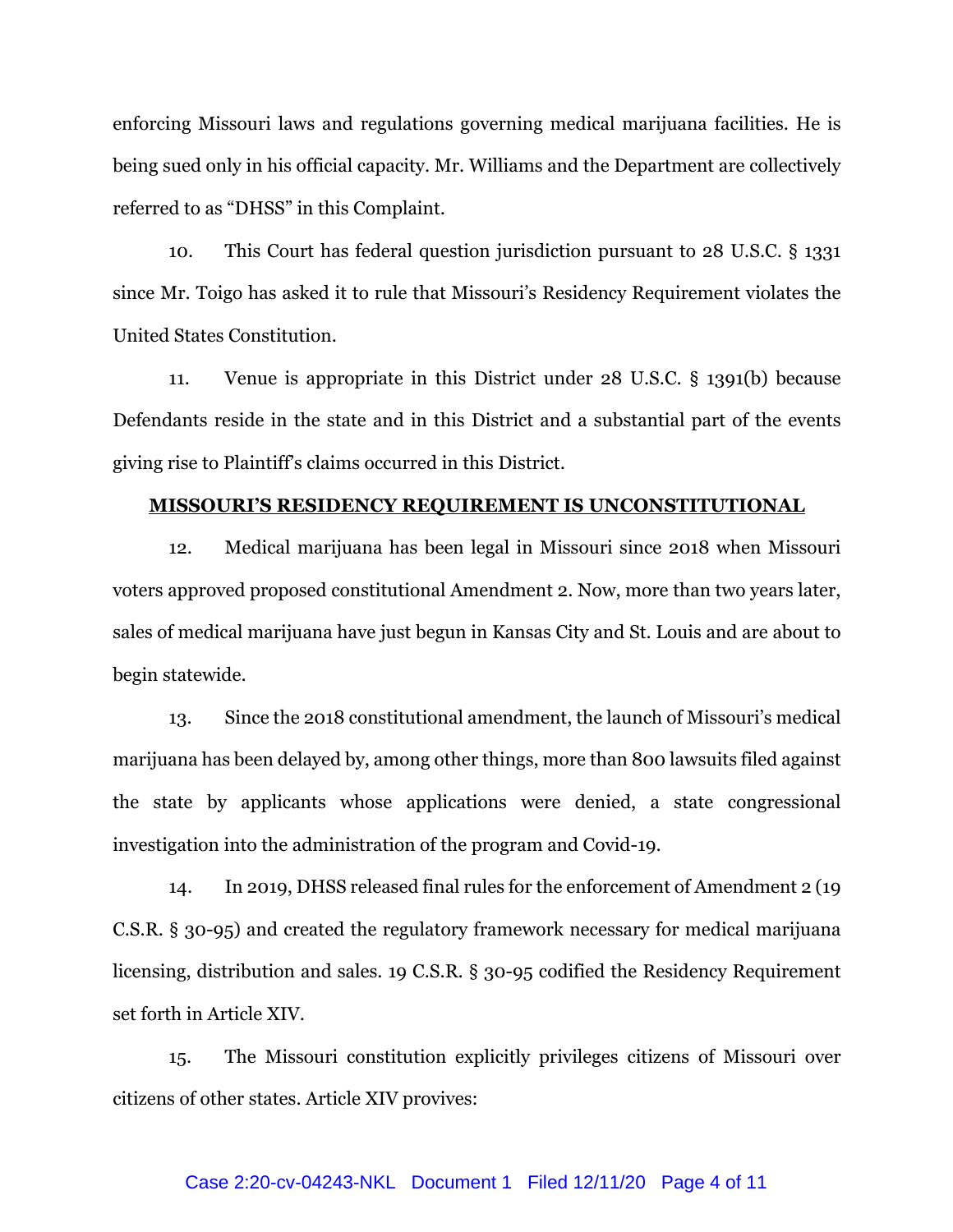enforcing Missouri laws and regulations governing medical marijuana facilities. He is being sued only in his official capacity. Mr. Williams and the Department are collectively referred to as "DHSS" in this Complaint.

10. This Court has federal question jurisdiction pursuant to 28 U.S.C. § 1331 since Mr. Toigo has asked it to rule that Missouri's Residency Requirement violates the United States Constitution.

11. Venue is appropriate in this District under 28 U.S.C. § 1391(b) because Defendants reside in the state and in this District and a substantial part of the events giving rise to Plaintiff's claims occurred in this District.

## MISSOURI'S RESIDENCY REQUIREMENT IS UNCONSTITUTIONAL

12. Medical marijuana has been legal in Missouri since 2018 when Missouri voters approved proposed constitutional Amendment 2. Now, more than two years later, sales of medical marijuana have just begun in Kansas City and St. Louis and are about to begin statewide.

13. Since the 2018 constitutional amendment, the launch of Missouri's medical marijuana has been delayed by, among other things, more than 800 lawsuits filed against the state by applicants whose applications were denied, a state congressional investigation into the administration of the program and Covid-19.

14. In 2019, DHSS released final rules for the enforcement of Amendment 2 (19 C.S.R. § 30-95) and created the regulatory framework necessary for medical marijuana licensing, distribution and sales. 19 C.S.R. § 30-95 codified the Residency Requirement set forth in Article XIV.

15. The Missouri constitution explicitly privileges citizens of Missouri over citizens of other states. Article XIV provives: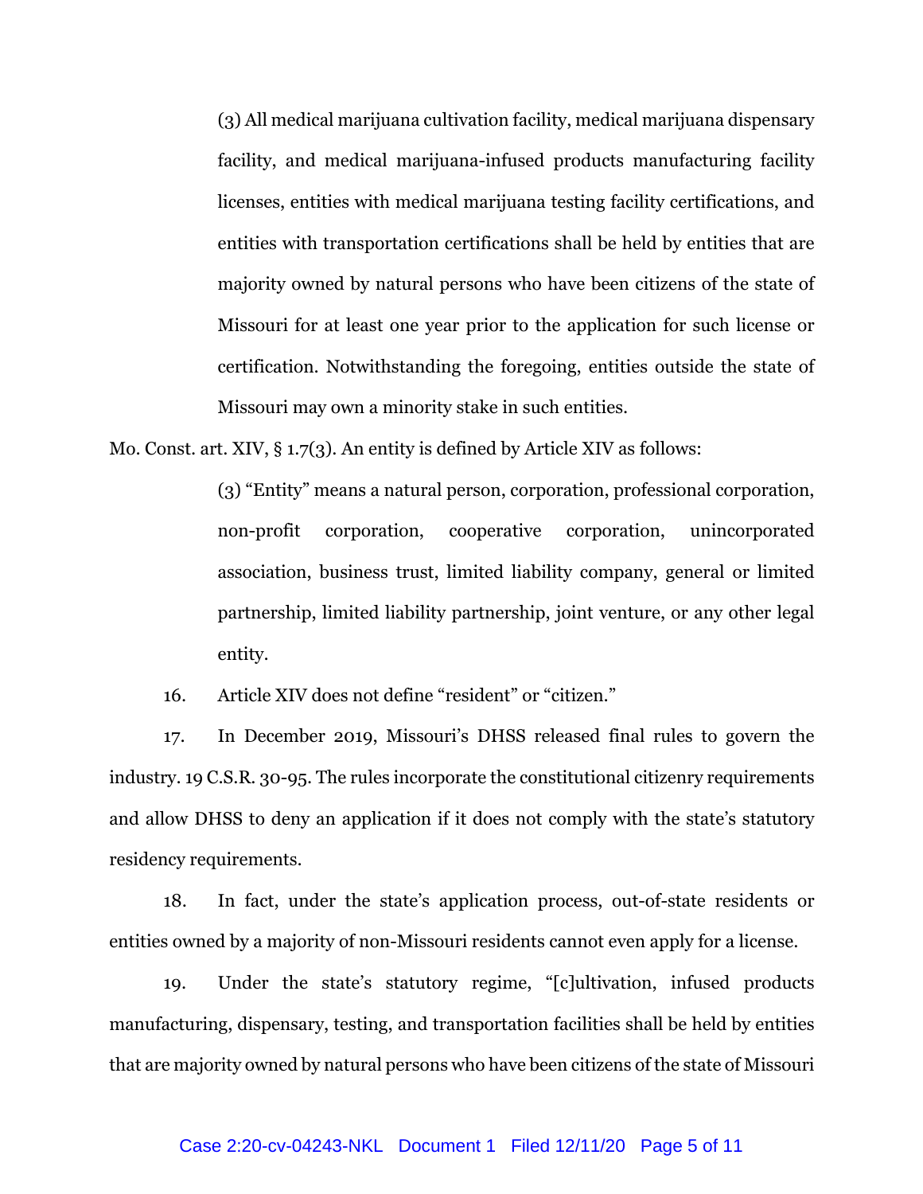> (3) All medical marijuana cultivation facility, medical marijuana dispensary facility, and medical marijuana-infused products manufacturing facility licenses, entities with medical marijuana testing facility certifications, and entities with transportation certifications shall be held by entities that are majority owned by natural persons who have been citizens of the state of Missouri for at least one year prior to the application for such license or certification. Notwithstanding the foregoing, entities outside the state of Missouri may own a minority stake in such entities.

Mo. Const. art. XIV, § 1.7(3). An entity is defined by Article XIV as follows:

> (3) "Entity" means a natural person, corporation, professional corporation, non-profit corporation, cooperative corporation, unincorporated association, business trust, limited liability company, general or limited partnership, limited liability partnership, joint venture, or any other legal entity.

16. Article XIV does not define "resident" or "citizen."

17. In December 2019, Missouri's DHSS released final rules to govern the industry. 19 C.S.R. 30-95. The rules incorporate the constitutional citizenry requirements and allow DHSS to deny an application if it does not comply with the state's statutory residency requirements.

18. In fact, under the state's application process, out-of-state residents or entities owned by a majority of non-Missouri residents cannot even apply for a license.

19. Under the state's statutory regime, "[c]ultivation, infused products manufacturing, dispensary, testing, and transportation facilities shall be held by entities that are majority owned by natural persons who have been citizens of the state of Missouri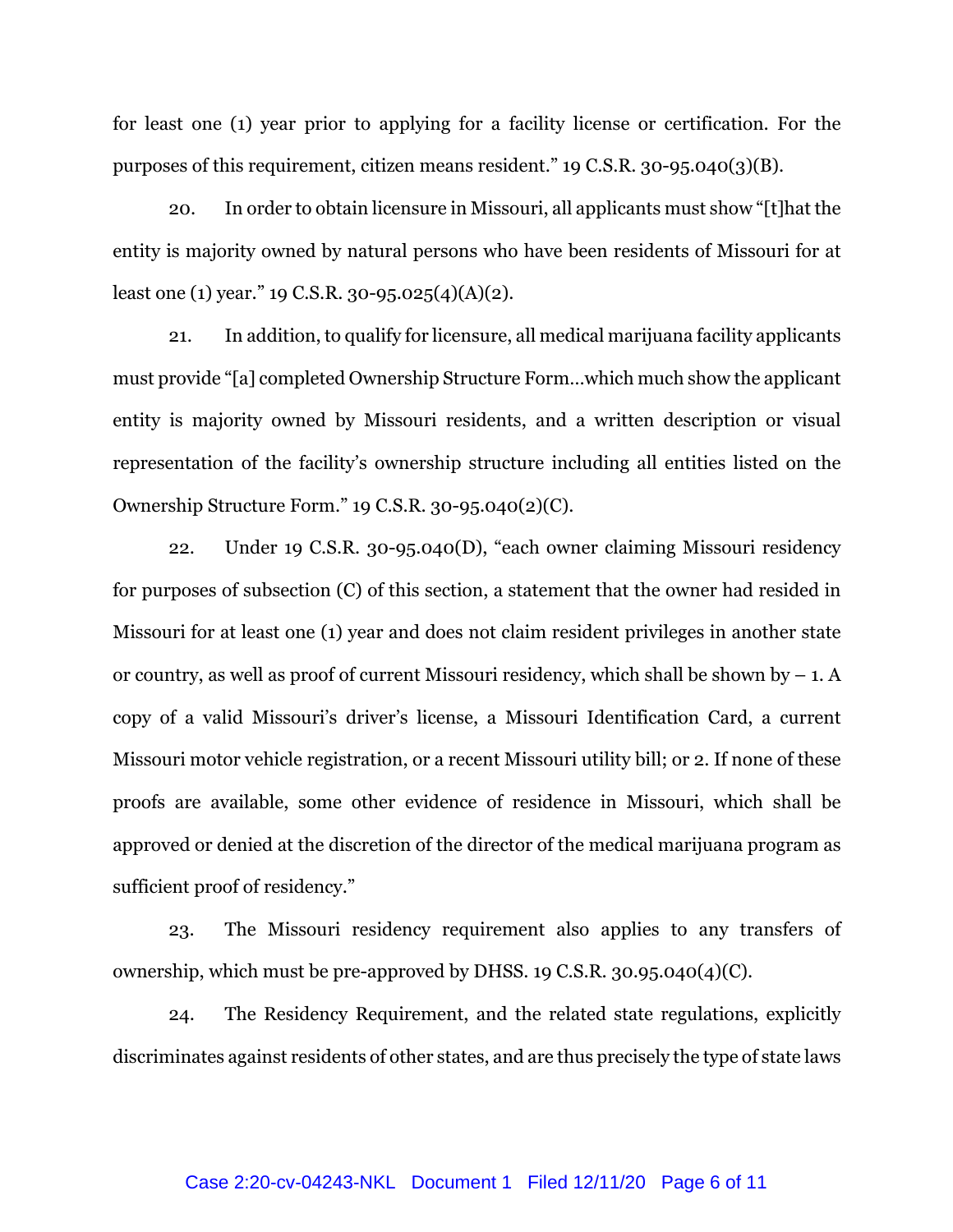for least one (1) year prior to applying for a facility license or certification. For the purposes of this requirement, citizen means resident." 19 C.S.R. 30-95.040(3)(B).

20. In order to obtain licensure in Missouri, all applicants must show "[t]hat the entity is majority owned by natural persons who have been residents of Missouri for at least one (1) year." 19 C.S.R. 30-95.025(4)(A)(2).

21. In addition, to qualify for licensure, all medical marijuana facility applicants must provide "[a] completed Ownership Structure Form…which much show the applicant entity is majority owned by Missouri residents, and a written description or visual representation of the facility's ownership structure including all entities listed on the Ownership Structure Form." 19 C.S.R. 30-95.040(2)(C).

22. Under 19 C.S.R. 30-95.040(D), "each owner claiming Missouri residency for purposes of subsection (C) of this section, a statement that the owner had resided in Missouri for at least one (1) year and does not claim resident privileges in another state or country, as well as proof of current Missouri residency, which shall be shown by – 1. A copy of a valid Missouri's driver's license, a Missouri Identification Card, a current Missouri motor vehicle registration, or a recent Missouri utility bill; or 2. If none of these proofs are available, some other evidence of residence in Missouri, which shall be approved or denied at the discretion of the director of the medical marijuana program as sufficient proof of residency."

23. The Missouri residency requirement also applies to any transfers of ownership, which must be pre-approved by DHSS. 19 C.S.R. 30.95.040(4)(C).

24. The Residency Requirement, and the related state regulations, explicitly discriminates against residents of other states, and are thus precisely the type of state laws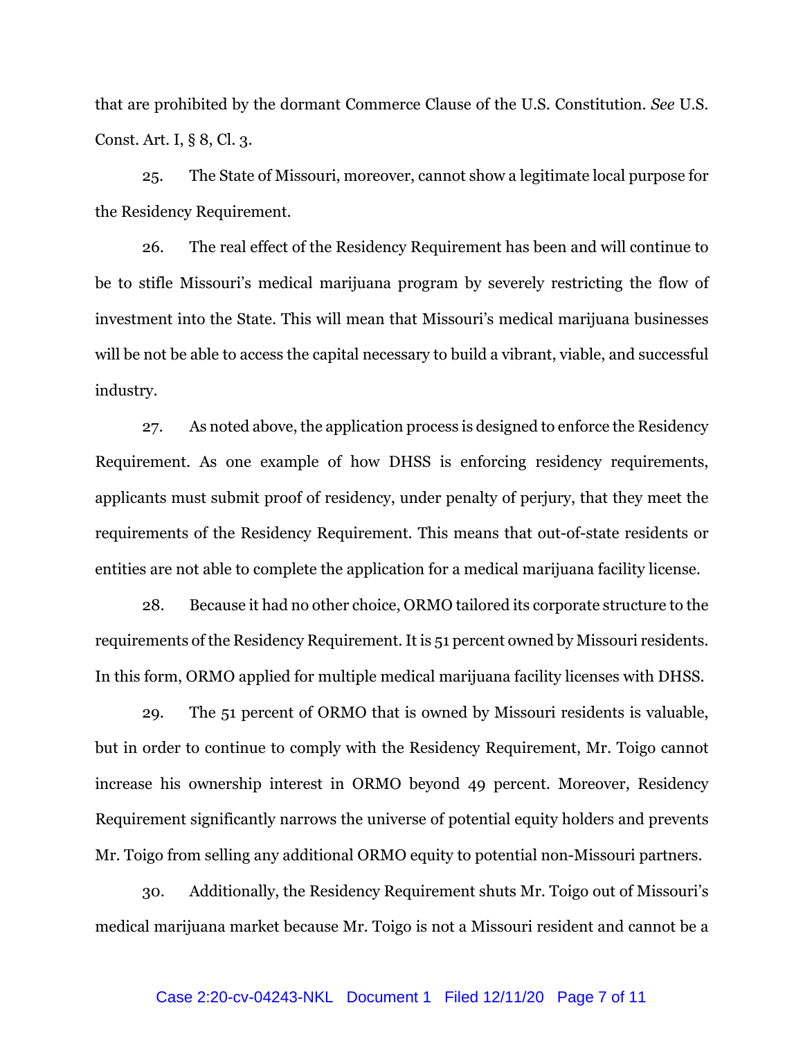that are prohibited by the dormant Commerce Clause of the U.S. Constitution. *See* U.S. Const. Art. I, § 8, Cl. 3.

25. The State of Missouri, moreover, cannot show a legitimate local purpose for the Residency Requirement.

26. The real effect of the Residency Requirement has been and will continue to be to stifle Missouri's medical marijuana program by severely restricting the flow of investment into the State. This will mean that Missouri's medical marijuana businesses will be not be able to access the capital necessary to build a vibrant, viable, and successful industry.

27. As noted above, the application process is designed to enforce the Residency Requirement. As one example of how DHSS is enforcing residency requirements, applicants must submit proof of residency, under penalty of perjury, that they meet the requirements of the Residency Requirement. This means that out-of-state residents or entities are not able to complete the application for a medical marijuana facility license.

28. Because it had no other choice, ORMO tailored its corporate structure to the requirements of the Residency Requirement. It is 51 percent owned by Missouri residents. In this form, ORMO applied for multiple medical marijuana facility licenses with DHSS.

29. The 51 percent of ORMO that is owned by Missouri residents is valuable, but in order to continue to comply with the Residency Requirement, Mr. Toigo cannot increase his ownership interest in ORMO beyond 49 percent. Moreover, Residency Requirement significantly narrows the universe of potential equity holders and prevents Mr. Toigo from selling any additional ORMO equity to potential non-Missouri partners.

30. Additionally, the Residency Requirement shuts Mr. Toigo out of Missouri's medical marijuana market because Mr. Toigo is not a Missouri resident and cannot be a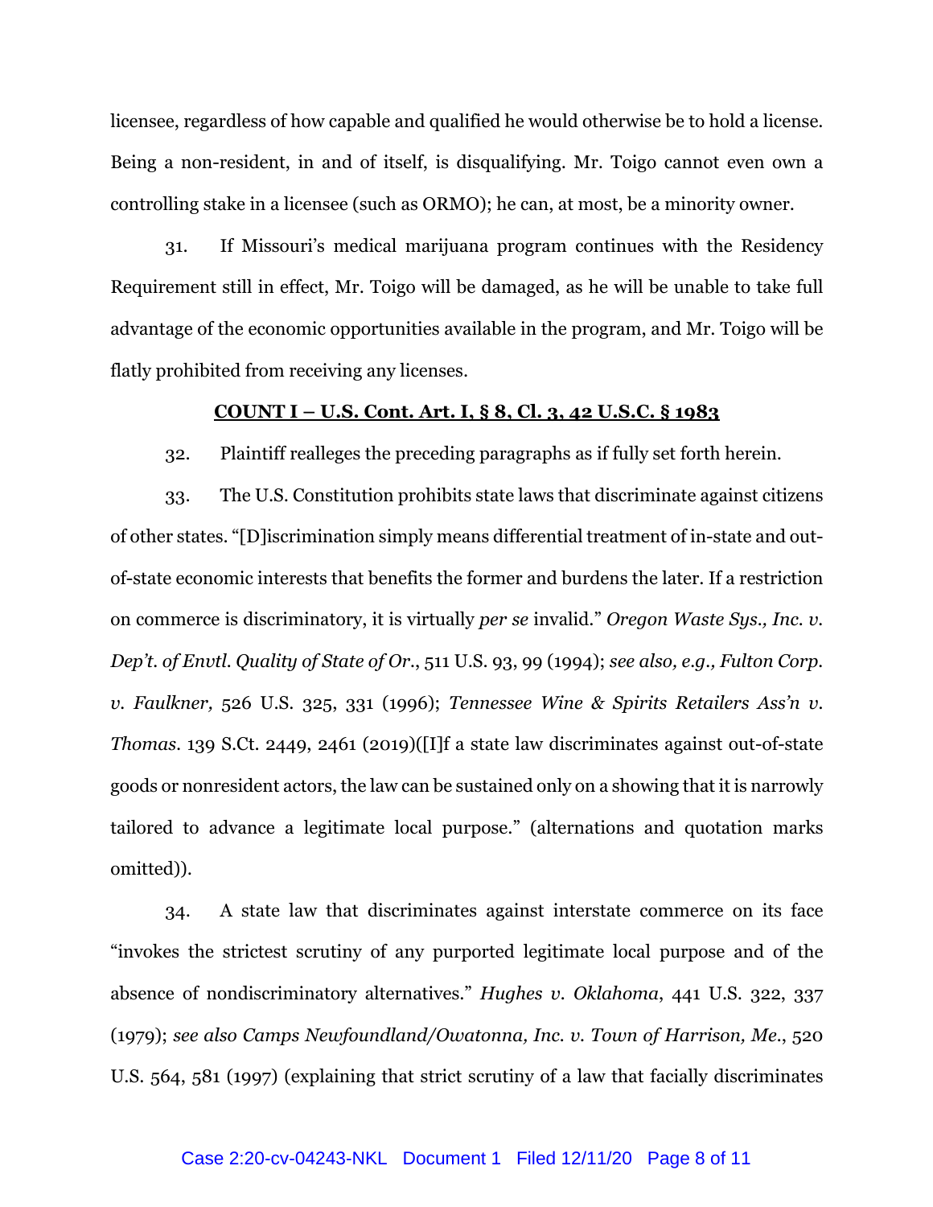licensee, regardless of how capable and qualified he would otherwise be to hold a license. Being a non-resident, in and of itself, is disqualifying. Mr. Toigo cannot even own a controlling stake in a licensee (such as ORMO); he can, at most, be a minority owner.

31. If Missouri's medical marijuana program continues with the Residency Requirement still in effect, Mr. Toigo will be damaged, as he will be unable to take full advantage of the economic opportunities available in the program, and Mr. Toigo will be flatly prohibited from receiving any licenses.

**COUNT I – U.S. Cont. Art. I, § 8, Cl. 3, 42 U.S.C. § 1983**

32. Plaintiff realleges the preceding paragraphs as if fully set forth herein.

33. The U.S. Constitution prohibits state laws that discriminate against citizens of other states. "[D]iscrimination simply means differential treatment of in-state and out-of-state economic interests that benefits the former and burdens the later. If a restriction on commerce is discriminatory, it is virtually *per se* invalid." *Oregon Waste Sys., Inc. v. Dep't. of Envtl. Quality of State of Or.*, 511 U.S. 93, 99 (1994); *see also, e.g., Fulton Corp. v. Faulkner,* 526 U.S. 325, 331 (1996); *Tennessee Wine & Spirits Retailers Ass'n v. Thomas*. 139 S.Ct. 2449, 2461 (2019)([I]f a state law discriminates against out-of-state goods or nonresident actors, the law can be sustained only on a showing that it is narrowly tailored to advance a legitimate local purpose." (alternations and quotation marks omitted)).

34. A state law that discriminates against interstate commerce on its face "invokes the strictest scrutiny of any purported legitimate local purpose and of the absence of nondiscriminatory alternatives." *Hughes v. Oklahoma*, 441 U.S. 322, 337 (1979); *see also Camps Newfoundland/Owatonna, Inc. v. Town of Harrison, Me.*, 520 U.S. 564, 581 (1997) (explaining that strict scrutiny of a law that facially discriminates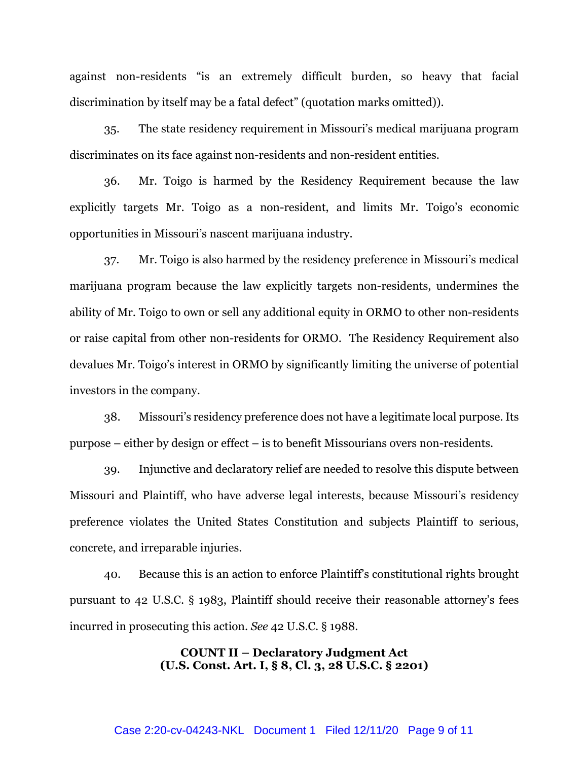against non-residents "is an extremely difficult burden, so heavy that facial discrimination by itself may be a fatal defect" (quotation marks omitted)).

35. The state residency requirement in Missouri's medical marijuana program discriminates on its face against non-residents and non-resident entities.

36. Mr. Toigo is harmed by the Residency Requirement because the law explicitly targets Mr. Toigo as a non-resident, and limits Mr. Toigo's economic opportunities in Missouri's nascent marijuana industry.

37. Mr. Toigo is also harmed by the residency preference in Missouri's medical marijuana program because the law explicitly targets non-residents, undermines the ability of Mr. Toigo to own or sell any additional equity in ORMO to other non-residents or raise capital from other non-residents for ORMO. The Residency Requirement also devalues Mr. Toigo's interest in ORMO by significantly limiting the universe of potential investors in the company.

38. Missouri's residency preference does not have a legitimate local purpose. Its purpose – either by design or effect – is to benefit Missourians overs non-residents.

39. Injunctive and declaratory relief are needed to resolve this dispute between Missouri and Plaintiff, who have adverse legal interests, because Missouri's residency preference violates the United States Constitution and subjects Plaintiff to serious, concrete, and irreparable injuries.

40. Because this is an action to enforce Plaintiff's constitutional rights brought pursuant to 42 U.S.C. § 1983, Plaintiff should receive their reasonable attorney's fees incurred in prosecuting this action. *See* 42 U.S.C. § 1988.

**COUNT II – Declaratory Judgment Act**
**(U.S. Const. Art. I, § 8, Cl. 3, 28 U.S.C. § 2201)**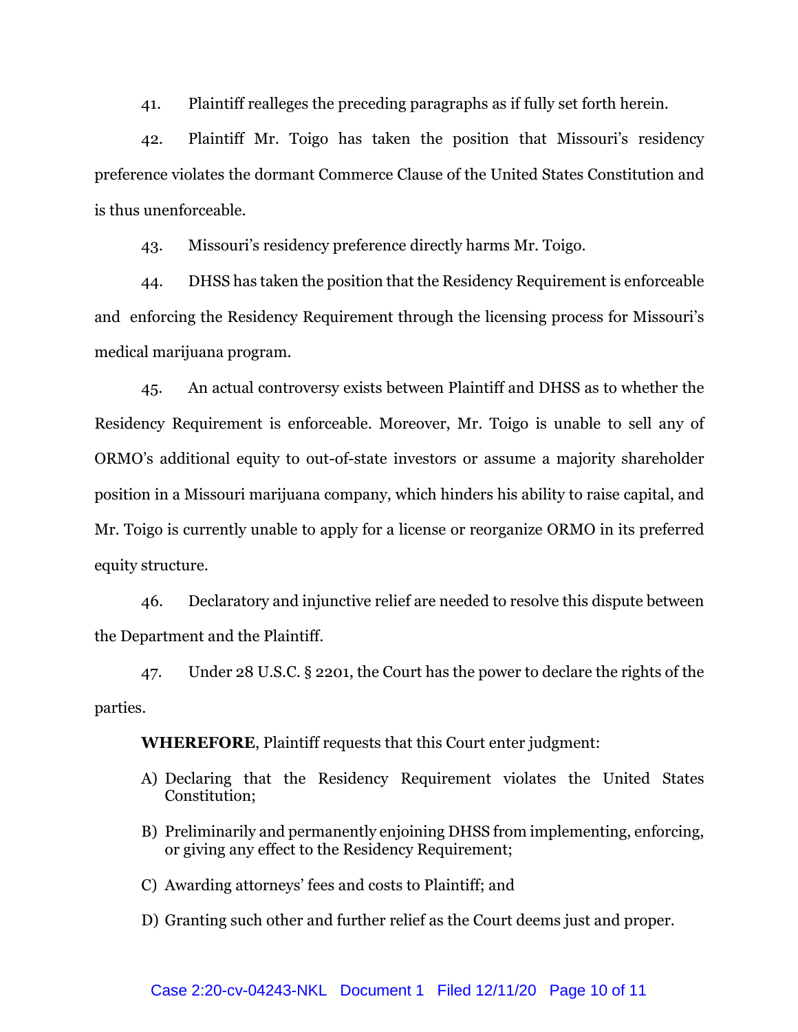41. Plaintiff realleges the preceding paragraphs as if fully set forth herein.

42. Plaintiff Mr. Toigo has taken the position that Missouri's residency preference violates the dormant Commerce Clause of the United States Constitution and is thus unenforceable.

43. Missouri's residency preference directly harms Mr. Toigo.

44. DHSS has taken the position that the Residency Requirement is enforceable and enforcing the Residency Requirement through the licensing process for Missouri's medical marijuana program.

45. An actual controversy exists between Plaintiff and DHSS as to whether the Residency Requirement is enforceable. Moreover, Mr. Toigo is unable to sell any of ORMO's additional equity to out-of-state investors or assume a majority shareholder position in a Missouri marijuana company, which hinders his ability to raise capital, and Mr. Toigo is currently unable to apply for a license or reorganize ORMO in its preferred equity structure.

46. Declaratory and injunctive relief are needed to resolve this dispute between the Department and the Plaintiff.

47. Under 28 U.S.C. § 2201, the Court has the power to declare the rights of the parties.

**WHEREFORE**, Plaintiff requests that this Court enter judgment:

A) Declaring that the Residency Requirement violates the United States Constitution;

B) Preliminarily and permanently enjoining DHSS from implementing, enforcing, or giving any effect to the Residency Requirement;

C) Awarding attorneys' fees and costs to Plaintiff; and

D) Granting such other and further relief as the Court deems just and proper.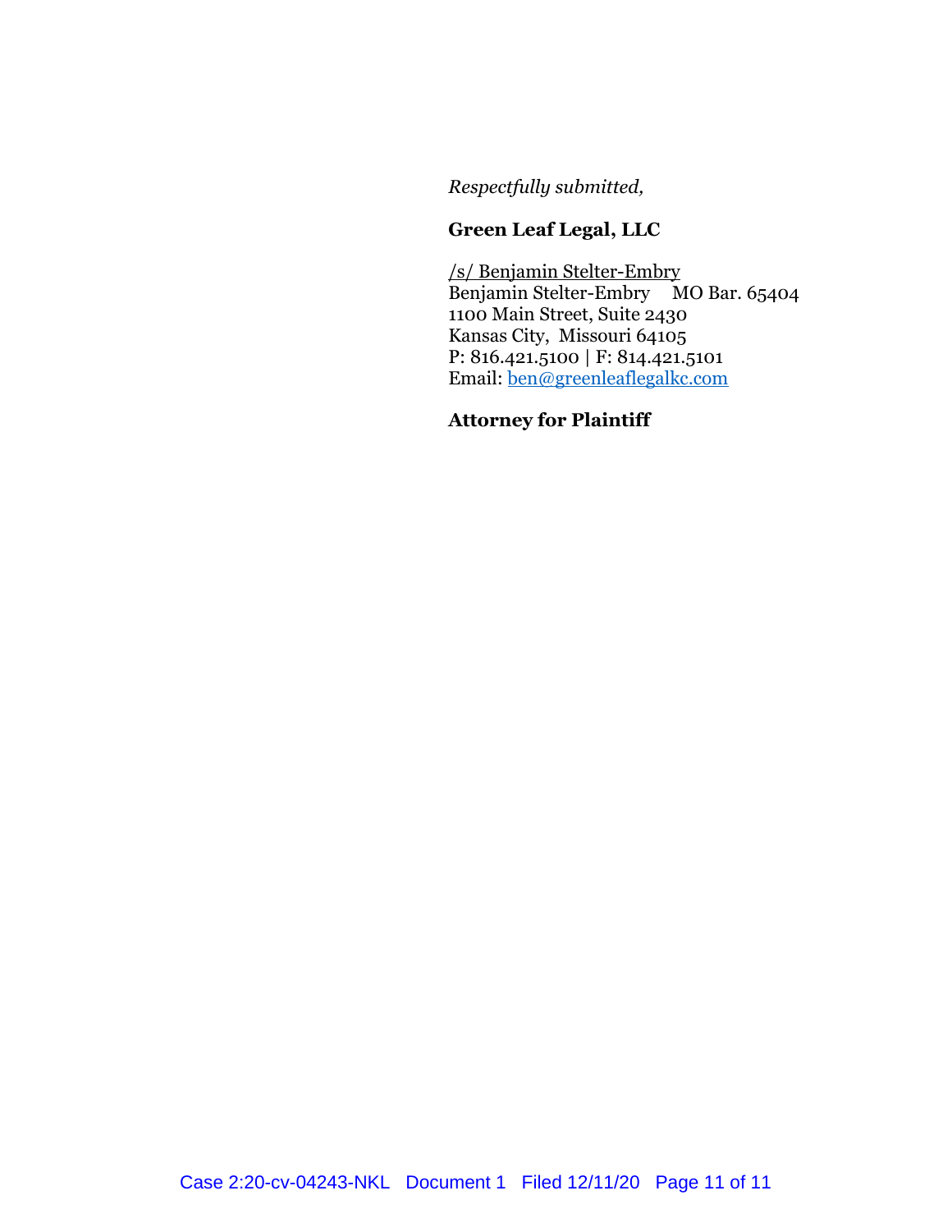*Respectfully submitted,*

**Green Leaf Legal, LLC**

/s/ Benjamin Stelter-Embry
Benjamin Stelter-Embry MO Bar. 65404
1100 Main Street, Suite 2430
Kansas City, Missouri 64105
P: 816.421.5100 | F: 814.421.5101
Email: ben@greenleaflegalkc.com

**Attorney for Plaintiff**